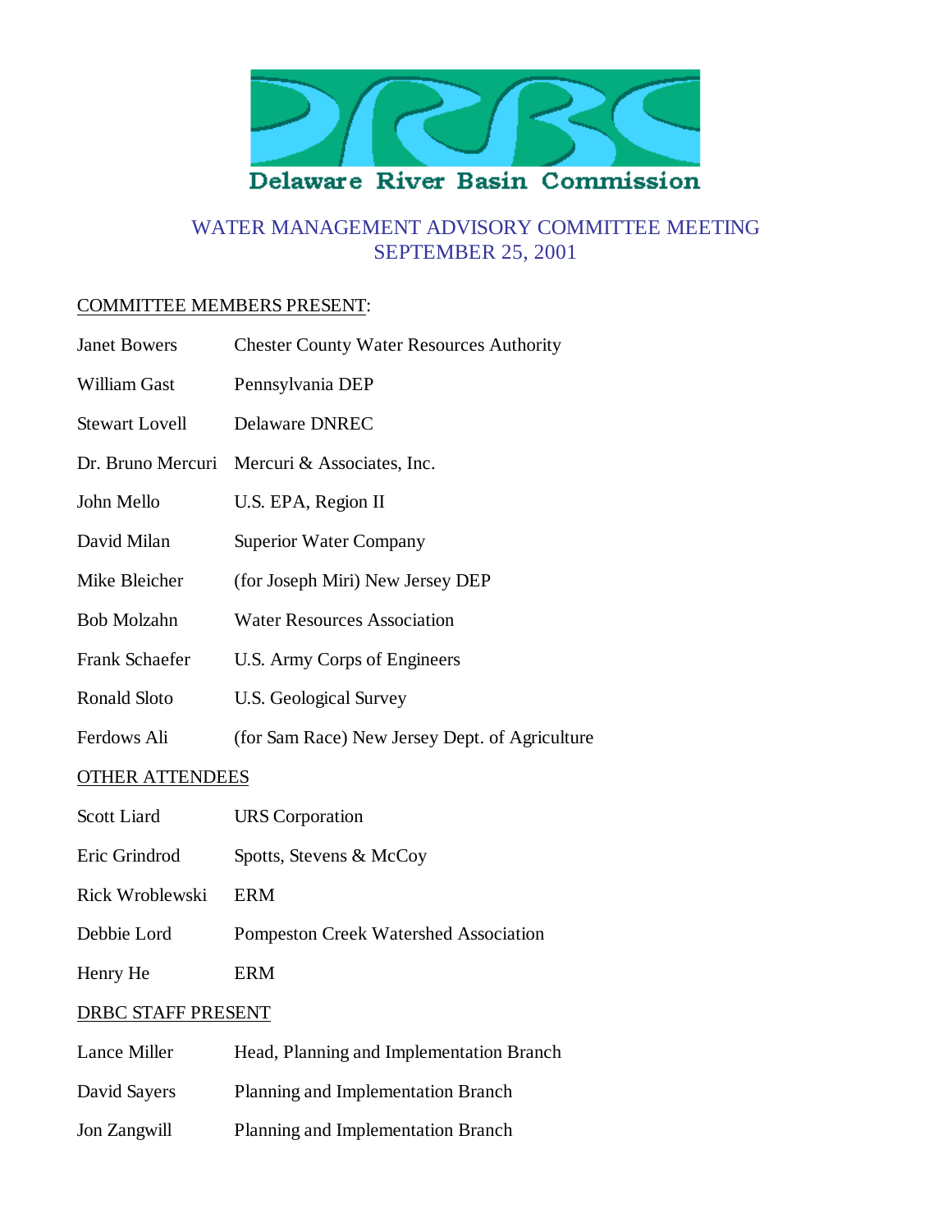Delaware River Basin Commission

# WATER MANAGEMENT ADVISORY COMMITTEE MEETING
## SEPTEMBER 25, 2001

COMMITTEE MEMBERS PRESENT:

| | |
|---|---|
| Janet Bowers | Chester County Water Resources Authority |
| William Gast | Pennsylvania DEP |
| Stewart Lovell | Delaware DNREC |
| Dr. Bruno Mercuri | Mercuri & Associates, Inc. |
| John Mello | U.S. EPA, Region II |
| David Milan | Superior Water Company |
| Mike Bleicher | (for Joseph Miri) New Jersey DEP |
| Bob Molzahn | Water Resources Association |
| Frank Schaefer | U.S. Army Corps of Engineers |
| Ronald Sloto | U.S. Geological Survey |
| Ferdows Ali | (for Sam Race) New Jersey Dept. of Agriculture |

OTHER ATTENDEES

| | |
|---|---|
| Scott Liard | URS Corporation |
| Eric Grindrod | Spotts, Stevens & McCoy |
| Rick Wroblewski | ERM |
| Debbie Lord | Pompeston Creek Watershed Association |
| Henry He | ERM |

DRBC STAFF PRESENT

| | |
|---|---|
| Lance Miller | Head, Planning and Implementation Branch |
| David Sayers | Planning and Implementation Branch |
| Jon Zangwill | Planning and Implementation Branch |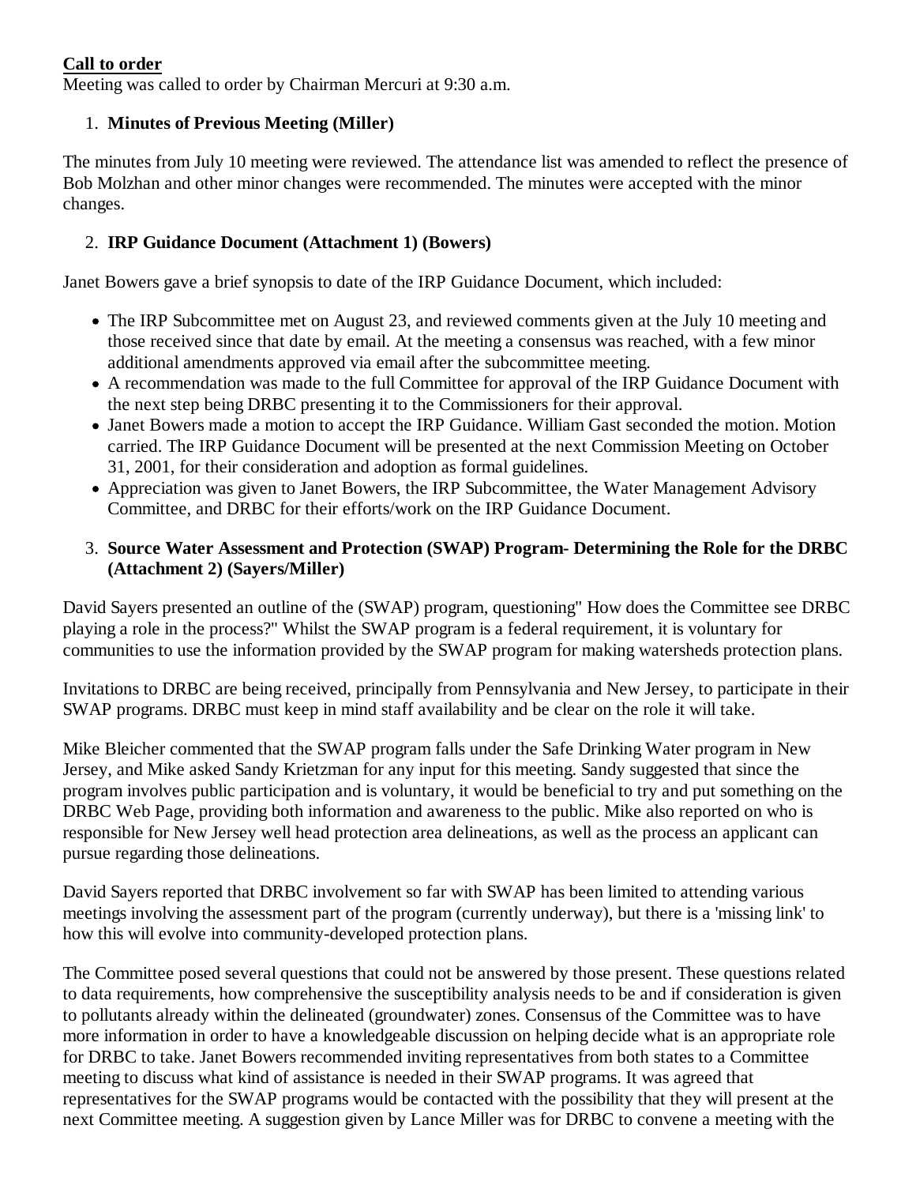**Call to order**

Meeting was called to order by Chairman Mercuri at 9:30 a.m.

1. **Minutes of Previous Meeting (Miller)**

The minutes from July 10 meeting were reviewed. The attendance list was amended to reflect the presence of Bob Molzhan and other minor changes were recommended. The minutes were accepted with the minor changes.

2. **IRP Guidance Document (Attachment 1) (Bowers)**

Janet Bowers gave a brief synopsis to date of the IRP Guidance Document, which included:

- The IRP Subcommittee met on August 23, and reviewed comments given at the July 10 meeting and those received since that date by email. At the meeting a consensus was reached, with a few minor additional amendments approved via email after the subcommittee meeting.
- A recommendation was made to the full Committee for approval of the IRP Guidance Document with the next step being DRBC presenting it to the Commissioners for their approval.
- Janet Bowers made a motion to accept the IRP Guidance. William Gast seconded the motion. Motion carried. The IRP Guidance Document will be presented at the next Commission Meeting on October 31, 2001, for their consideration and adoption as formal guidelines.
- Appreciation was given to Janet Bowers, the IRP Subcommittee, the Water Management Advisory Committee, and DRBC for their efforts/work on the IRP Guidance Document.

3. **Source Water Assessment and Protection (SWAP) Program- Determining the Role for the DRBC (Attachment 2) (Sayers/Miller)**

David Sayers presented an outline of the (SWAP) program, questioning" How does the Committee see DRBC playing a role in the process?" Whilst the SWAP program is a federal requirement, it is voluntary for communities to use the information provided by the SWAP program for making watersheds protection plans.

Invitations to DRBC are being received, principally from Pennsylvania and New Jersey, to participate in their SWAP programs. DRBC must keep in mind staff availability and be clear on the role it will take.

Mike Bleicher commented that the SWAP program falls under the Safe Drinking Water program in New Jersey, and Mike asked Sandy Krietzman for any input for this meeting. Sandy suggested that since the program involves public participation and is voluntary, it would be beneficial to try and put something on the DRBC Web Page, providing both information and awareness to the public. Mike also reported on who is responsible for New Jersey well head protection area delineations, as well as the process an applicant can pursue regarding those delineations.

David Sayers reported that DRBC involvement so far with SWAP has been limited to attending various meetings involving the assessment part of the program (currently underway), but there is a 'missing link' to how this will evolve into community-developed protection plans.

The Committee posed several questions that could not be answered by those present. These questions related to data requirements, how comprehensive the susceptibility analysis needs to be and if consideration is given to pollutants already within the delineated (groundwater) zones. Consensus of the Committee was to have more information in order to have a knowledgeable discussion on helping decide what is an appropriate role for DRBC to take. Janet Bowers recommended inviting representatives from both states to a Committee meeting to discuss what kind of assistance is needed in their SWAP programs. It was agreed that representatives for the SWAP programs would be contacted with the possibility that they will present at the next Committee meeting. A suggestion given by Lance Miller was for DRBC to convene a meeting with the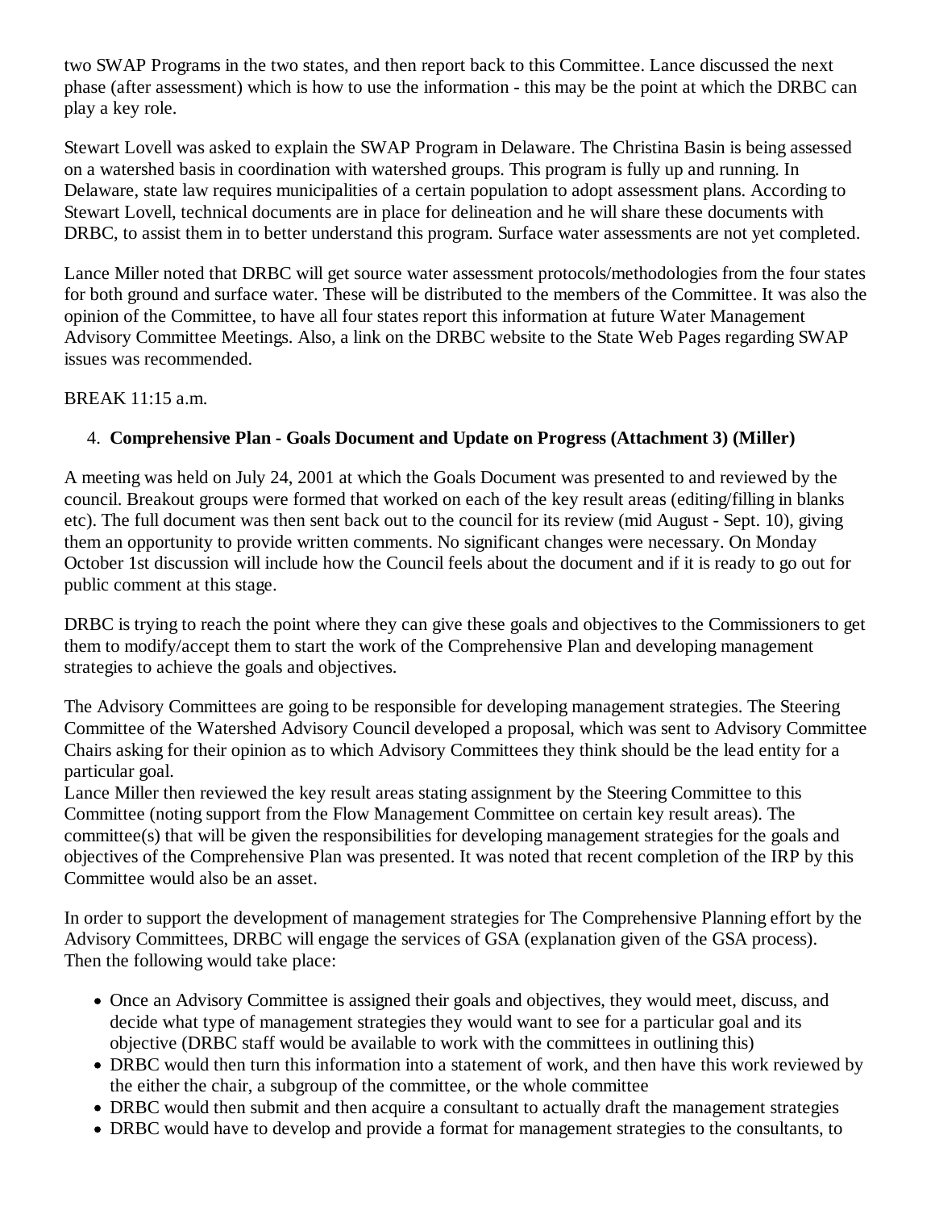two SWAP Programs in the two states, and then report back to this Committee. Lance discussed the next phase (after assessment) which is how to use the information - this may be the point at which the DRBC can play a key role.

Stewart Lovell was asked to explain the SWAP Program in Delaware. The Christina Basin is being assessed on a watershed basis in coordination with watershed groups. This program is fully up and running. In Delaware, state law requires municipalities of a certain population to adopt assessment plans. According to Stewart Lovell, technical documents are in place for delineation and he will share these documents with DRBC, to assist them in to better understand this program. Surface water assessments are not yet completed.

Lance Miller noted that DRBC will get source water assessment protocols/methodologies from the four states for both ground and surface water. These will be distributed to the members of the Committee. It was also the opinion of the Committee, to have all four states report this information at future Water Management Advisory Committee Meetings. Also, a link on the DRBC website to the State Web Pages regarding SWAP issues was recommended.

BREAK 11:15 a.m.

4. **Comprehensive Plan - Goals Document and Update on Progress (Attachment 3) (Miller)**

A meeting was held on July 24, 2001 at which the Goals Document was presented to and reviewed by the council. Breakout groups were formed that worked on each of the key result areas (editing/filling in blanks etc). The full document was then sent back out to the council for its review (mid August - Sept. 10), giving them an opportunity to provide written comments. No significant changes were necessary. On Monday October 1st discussion will include how the Council feels about the document and if it is ready to go out for public comment at this stage.

DRBC is trying to reach the point where they can give these goals and objectives to the Commissioners to get them to modify/accept them to start the work of the Comprehensive Plan and developing management strategies to achieve the goals and objectives.

The Advisory Committees are going to be responsible for developing management strategies. The Steering Committee of the Watershed Advisory Council developed a proposal, which was sent to Advisory Committee Chairs asking for their opinion as to which Advisory Committees they think should be the lead entity for a particular goal.
Lance Miller then reviewed the key result areas stating assignment by the Steering Committee to this Committee (noting support from the Flow Management Committee on certain key result areas). The committee(s) that will be given the responsibilities for developing management strategies for the goals and objectives of the Comprehensive Plan was presented. It was noted that recent completion of the IRP by this Committee would also be an asset.

In order to support the development of management strategies for The Comprehensive Planning effort by the Advisory Committees, DRBC will engage the services of GSA (explanation given of the GSA process). Then the following would take place:

- Once an Advisory Committee is assigned their goals and objectives, they would meet, discuss, and decide what type of management strategies they would want to see for a particular goal and its objective (DRBC staff would be available to work with the committees in outlining this)
- DRBC would then turn this information into a statement of work, and then have this work reviewed by the either the chair, a subgroup of the committee, or the whole committee
- DRBC would then submit and then acquire a consultant to actually draft the management strategies
- DRBC would have to develop and provide a format for management strategies to the consultants, to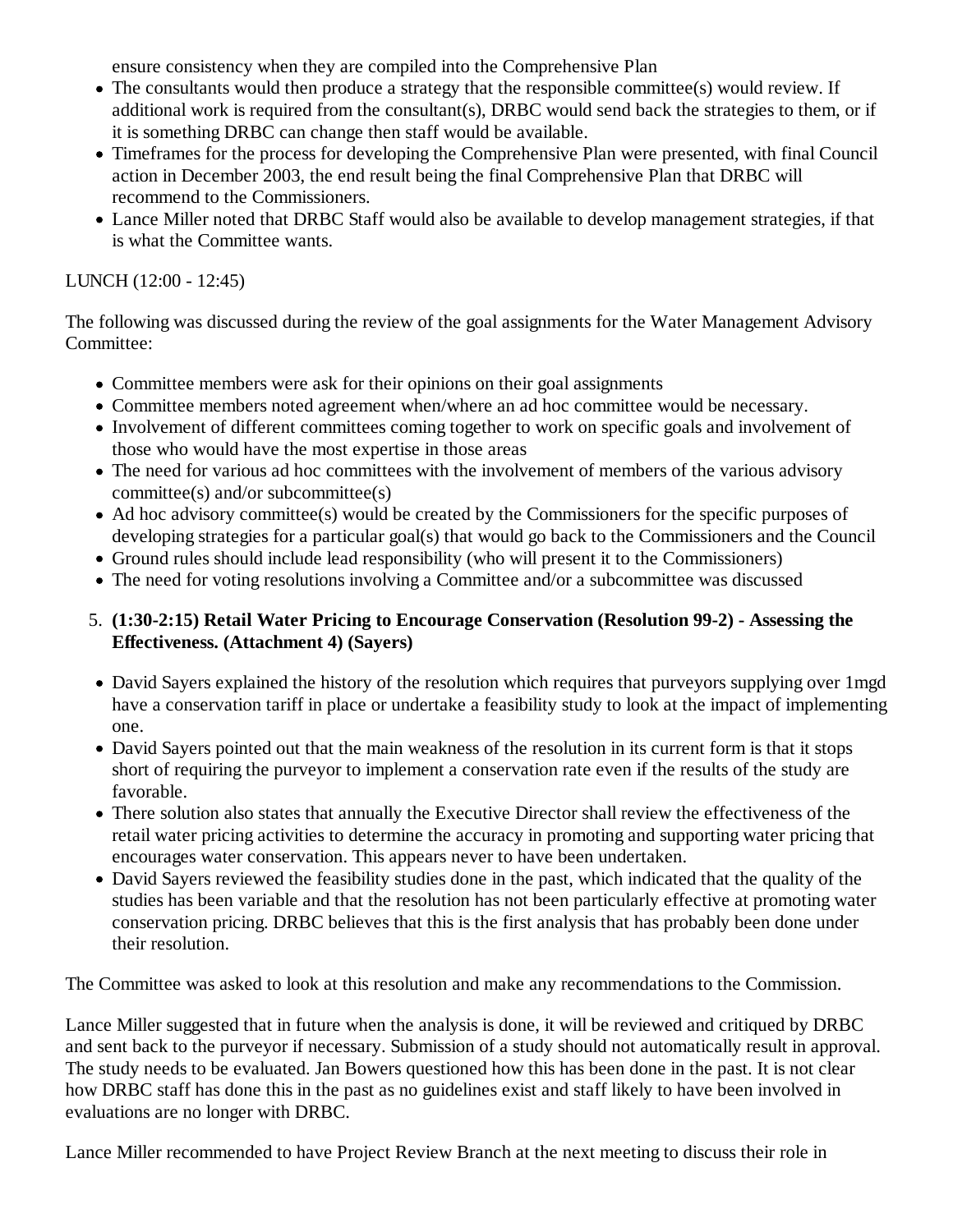ensure consistency when they are compiled into the Comprehensive Plan

- The consultants would then produce a strategy that the responsible committee(s) would review. If additional work is required from the consultant(s), DRBC would send back the strategies to them, or if it is something DRBC can change then staff would be available.
- Timeframes for the process for developing the Comprehensive Plan were presented, with final Council action in December 2003, the end result being the final Comprehensive Plan that DRBC will recommend to the Commissioners.
- Lance Miller noted that DRBC Staff would also be available to develop management strategies, if that is what the Committee wants.

LUNCH (12:00 - 12:45)

The following was discussed during the review of the goal assignments for the Water Management Advisory Committee:

- Committee members were ask for their opinions on their goal assignments
- Committee members noted agreement when/where an ad hoc committee would be necessary.
- Involvement of different committees coming together to work on specific goals and involvement of those who would have the most expertise in those areas
- The need for various ad hoc committees with the involvement of members of the various advisory committee(s) and/or subcommittee(s)
- Ad hoc advisory committee(s) would be created by the Commissioners for the specific purposes of developing strategies for a particular goal(s) that would go back to the Commissioners and the Council
- Ground rules should include lead responsibility (who will present it to the Commissioners)
- The need for voting resolutions involving a Committee and/or a subcommittee was discussed

5. **(1:30-2:15) Retail Water Pricing to Encourage Conservation (Resolution 99-2) - Assessing the Effectiveness. (Attachment 4) (Sayers)**

- David Sayers explained the history of the resolution which requires that purveyors supplying over 1mgd have a conservation tariff in place or undertake a feasibility study to look at the impact of implementing one.
- David Sayers pointed out that the main weakness of the resolution in its current form is that it stops short of requiring the purveyor to implement a conservation rate even if the results of the study are favorable.
- There solution also states that annually the Executive Director shall review the effectiveness of the retail water pricing activities to determine the accuracy in promoting and supporting water pricing that encourages water conservation. This appears never to have been undertaken.
- David Sayers reviewed the feasibility studies done in the past, which indicated that the quality of the studies has been variable and that the resolution has not been particularly effective at promoting water conservation pricing. DRBC believes that this is the first analysis that has probably been done under their resolution.

The Committee was asked to look at this resolution and make any recommendations to the Commission.

Lance Miller suggested that in future when the analysis is done, it will be reviewed and critiqued by DRBC and sent back to the purveyor if necessary. Submission of a study should not automatically result in approval. The study needs to be evaluated. Jan Bowers questioned how this has been done in the past. It is not clear how DRBC staff has done this in the past as no guidelines exist and staff likely to have been involved in evaluations are no longer with DRBC.

Lance Miller recommended to have Project Review Branch at the next meeting to discuss their role in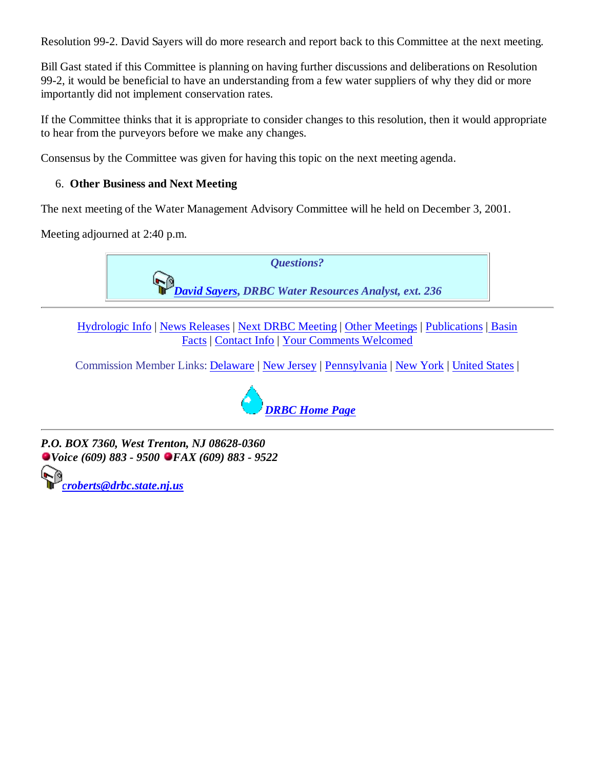Resolution 99-2. David Sayers will do more research and report back to this Committee at the next meeting.

Bill Gast stated if this Committee is planning on having further discussions and deliberations on Resolution 99-2, it would be beneficial to have an understanding from a few water suppliers of why they did or more importantly did not implement conservation rates.

If the Committee thinks that it is appropriate to consider changes to this resolution, then it would appropriate to hear from the purveyors before we make any changes.

Consensus by the Committee was given for having this topic on the next meeting agenda.

6. **Other Business and Next Meeting**

The next meeting of the Water Management Advisory Committee will he held on December 3, 2001.

Meeting adjourned at 2:40 p.m.

***Questions?***

***David Sayers, DRBC Water Resources Analyst, ext. 236***

---

Hydrologic Info | News Releases | Next DRBC Meeting | Other Meetings | Publications | Basin Facts | Contact Info | Your Comments Welcomed

Commission Member Links: Delaware | New Jersey | Pennsylvania | New York | United States |

***DRBC Home Page***

---

***P.O. BOX 7360, West Trenton, NJ 08628-0360***
***Voice (609) 883 - 9500 FAX (609) 883 - 9522***

***croberts@drbc.state.nj.us***